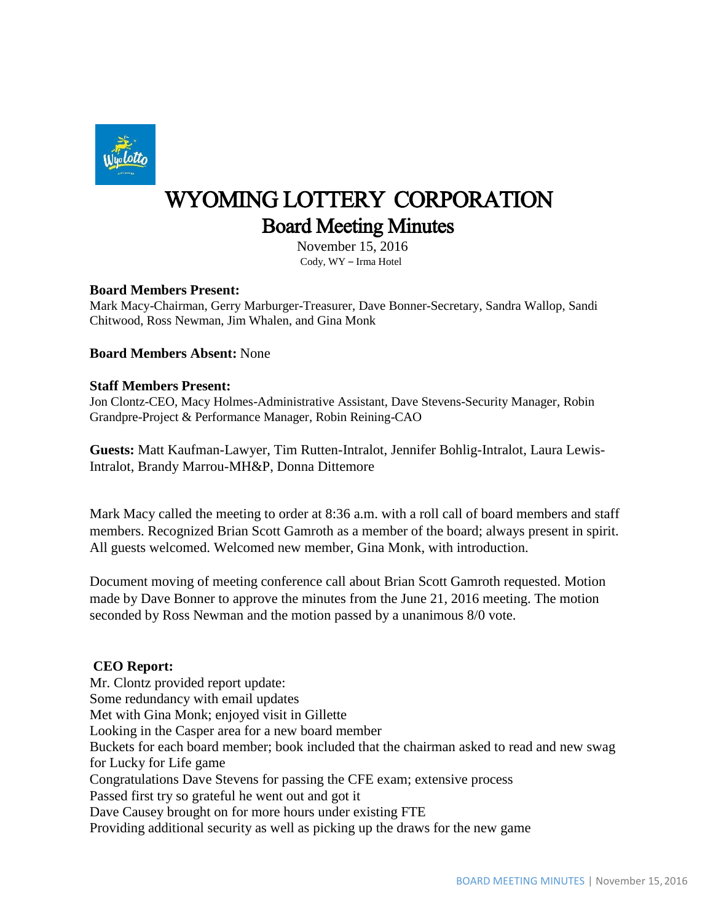# WYOMING LOTTERY CORPORATION

## Board Meeting Minutes

November 15, 2016
Cody, WY – Irma Hotel

**Board Members Present:**
Mark Macy-Chairman, Gerry Marburger-Treasurer, Dave Bonner-Secretary, Sandra Wallop, Sandi Chitwood, Ross Newman, Jim Whalen, and Gina Monk

**Board Members Absent:** None

**Staff Members Present:**
Jon Clontz-CEO, Macy Holmes-Administrative Assistant, Dave Stevens-Security Manager, Robin Grandpre-Project & Performance Manager, Robin Reining-CAO

**Guests:** Matt Kaufman-Lawyer, Tim Rutten-Intralot, Jennifer Bohlig-Intralot, Laura Lewis-Intralot, Brandy Marrou-MH&P, Donna Dittemore

Mark Macy called the meeting to order at 8:36 a.m. with a roll call of board members and staff members. Recognized Brian Scott Gamroth as a member of the board; always present in spirit. All guests welcomed. Welcomed new member, Gina Monk, with introduction.

Document moving of meeting conference call about Brian Scott Gamroth requested. Motion made by Dave Bonner to approve the minutes from the June 21, 2016 meeting. The motion seconded by Ross Newman and the motion passed by a unanimous 8/0 vote.

**CEO Report:**

Mr. Clontz provided report update:
Some redundancy with email updates
Met with Gina Monk; enjoyed visit in Gillette
Looking in the Casper area for a new board member
Buckets for each board member; book included that the chairman asked to read and new swag for Lucky for Life game
Congratulations Dave Stevens for passing the CFE exam; extensive process
Passed first try so grateful he went out and got it
Dave Causey brought on for more hours under existing FTE
Providing additional security as well as picking up the draws for the new game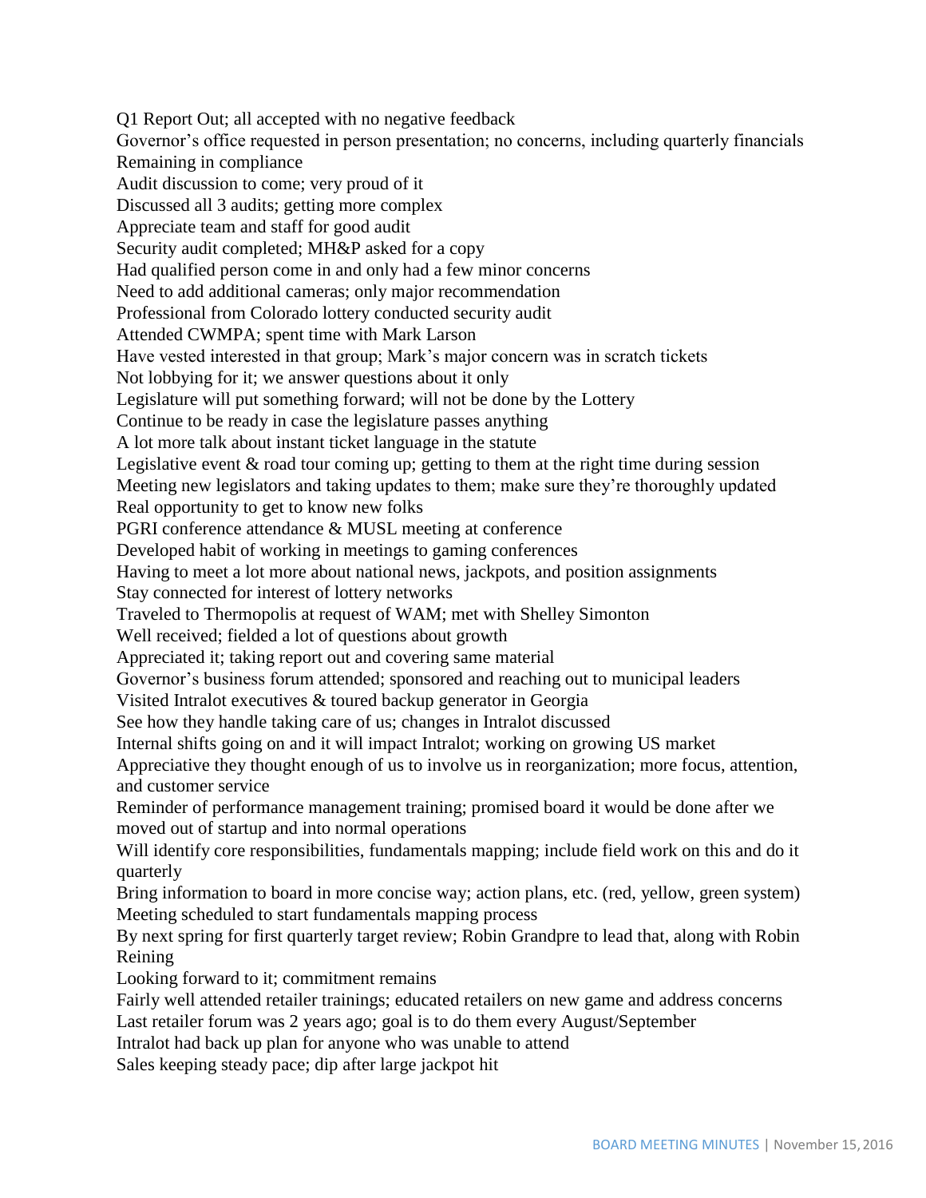Q1 Report Out; all accepted with no negative feedback
Governor's office requested in person presentation; no concerns, including quarterly financials
Remaining in compliance
Audit discussion to come; very proud of it
Discussed all 3 audits; getting more complex
Appreciate team and staff for good audit
Security audit completed; MH&P asked for a copy
Had qualified person come in and only had a few minor concerns
Need to add additional cameras; only major recommendation
Professional from Colorado lottery conducted security audit
Attended CWMPA; spent time with Mark Larson
Have vested interested in that group; Mark's major concern was in scratch tickets
Not lobbying for it; we answer questions about it only
Legislature will put something forward; will not be done by the Lottery
Continue to be ready in case the legislature passes anything
A lot more talk about instant ticket language in the statute
Legislative event & road tour coming up; getting to them at the right time during session
Meeting new legislators and taking updates to them; make sure they're thoroughly updated
Real opportunity to get to know new folks
PGRI conference attendance & MUSL meeting at conference
Developed habit of working in meetings to gaming conferences
Having to meet a lot more about national news, jackpots, and position assignments
Stay connected for interest of lottery networks
Traveled to Thermopolis at request of WAM; met with Shelley Simonton
Well received; fielded a lot of questions about growth
Appreciated it; taking report out and covering same material
Governor's business forum attended; sponsored and reaching out to municipal leaders
Visited Intralot executives & toured backup generator in Georgia
See how they handle taking care of us; changes in Intralot discussed
Internal shifts going on and it will impact Intralot; working on growing US market
Appreciative they thought enough of us to involve us in reorganization; more focus, attention, and customer service
Reminder of performance management training; promised board it would be done after we moved out of startup and into normal operations
Will identify core responsibilities, fundamentals mapping; include field work on this and do it quarterly
Bring information to board in more concise way; action plans, etc. (red, yellow, green system)
Meeting scheduled to start fundamentals mapping process
By next spring for first quarterly target review; Robin Grandpre to lead that, along with Robin Reining
Looking forward to it; commitment remains
Fairly well attended retailer trainings; educated retailers on new game and address concerns
Last retailer forum was 2 years ago; goal is to do them every August/September
Intralot had back up plan for anyone who was unable to attend
Sales keeping steady pace; dip after large jackpot hit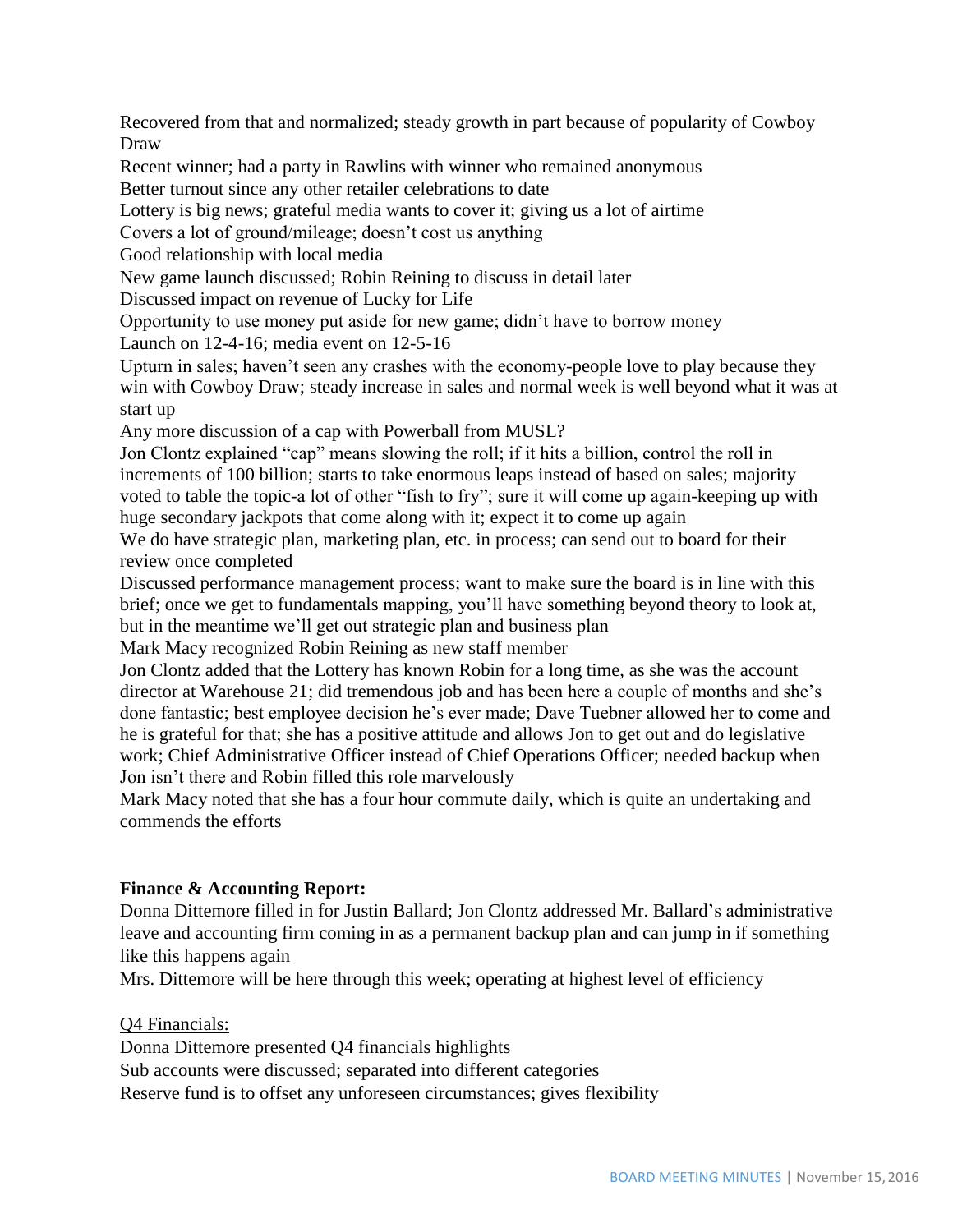Recovered from that and normalized; steady growth in part because of popularity of Cowboy Draw

Recent winner; had a party in Rawlins with winner who remained anonymous

Better turnout since any other retailer celebrations to date

Lottery is big news; grateful media wants to cover it; giving us a lot of airtime

Covers a lot of ground/mileage; doesn't cost us anything

Good relationship with local media

New game launch discussed; Robin Reining to discuss in detail later

Discussed impact on revenue of Lucky for Life

Opportunity to use money put aside for new game; didn't have to borrow money

Launch on 12-4-16; media event on 12-5-16

Upturn in sales; haven't seen any crashes with the economy-people love to play because they win with Cowboy Draw; steady increase in sales and normal week is well beyond what it was at start up

Any more discussion of a cap with Powerball from MUSL?

Jon Clontz explained "cap" means slowing the roll; if it hits a billion, control the roll in increments of 100 billion; starts to take enormous leaps instead of based on sales; majority voted to table the topic-a lot of other "fish to fry"; sure it will come up again-keeping up with huge secondary jackpots that come along with it; expect it to come up again

We do have strategic plan, marketing plan, etc. in process; can send out to board for their review once completed

Discussed performance management process; want to make sure the board is in line with this brief; once we get to fundamentals mapping, you'll have something beyond theory to look at, but in the meantime we'll get out strategic plan and business plan

Mark Macy recognized Robin Reining as new staff member

Jon Clontz added that the Lottery has known Robin for a long time, as she was the account director at Warehouse 21; did tremendous job and has been here a couple of months and she's done fantastic; best employee decision he's ever made; Dave Tuebner allowed her to come and he is grateful for that; she has a positive attitude and allows Jon to get out and do legislative work; Chief Administrative Officer instead of Chief Operations Officer; needed backup when Jon isn't there and Robin filled this role marvelously

Mark Macy noted that she has a four hour commute daily, which is quite an undertaking and commends the efforts

**Finance & Accounting Report:**

Donna Dittemore filled in for Justin Ballard; Jon Clontz addressed Mr. Ballard's administrative leave and accounting firm coming in as a permanent backup plan and can jump in if something like this happens again

Mrs. Dittemore will be here through this week; operating at highest level of efficiency

Q4 Financials:

Donna Dittemore presented Q4 financials highlights

Sub accounts were discussed; separated into different categories

Reserve fund is to offset any unforeseen circumstances; gives flexibility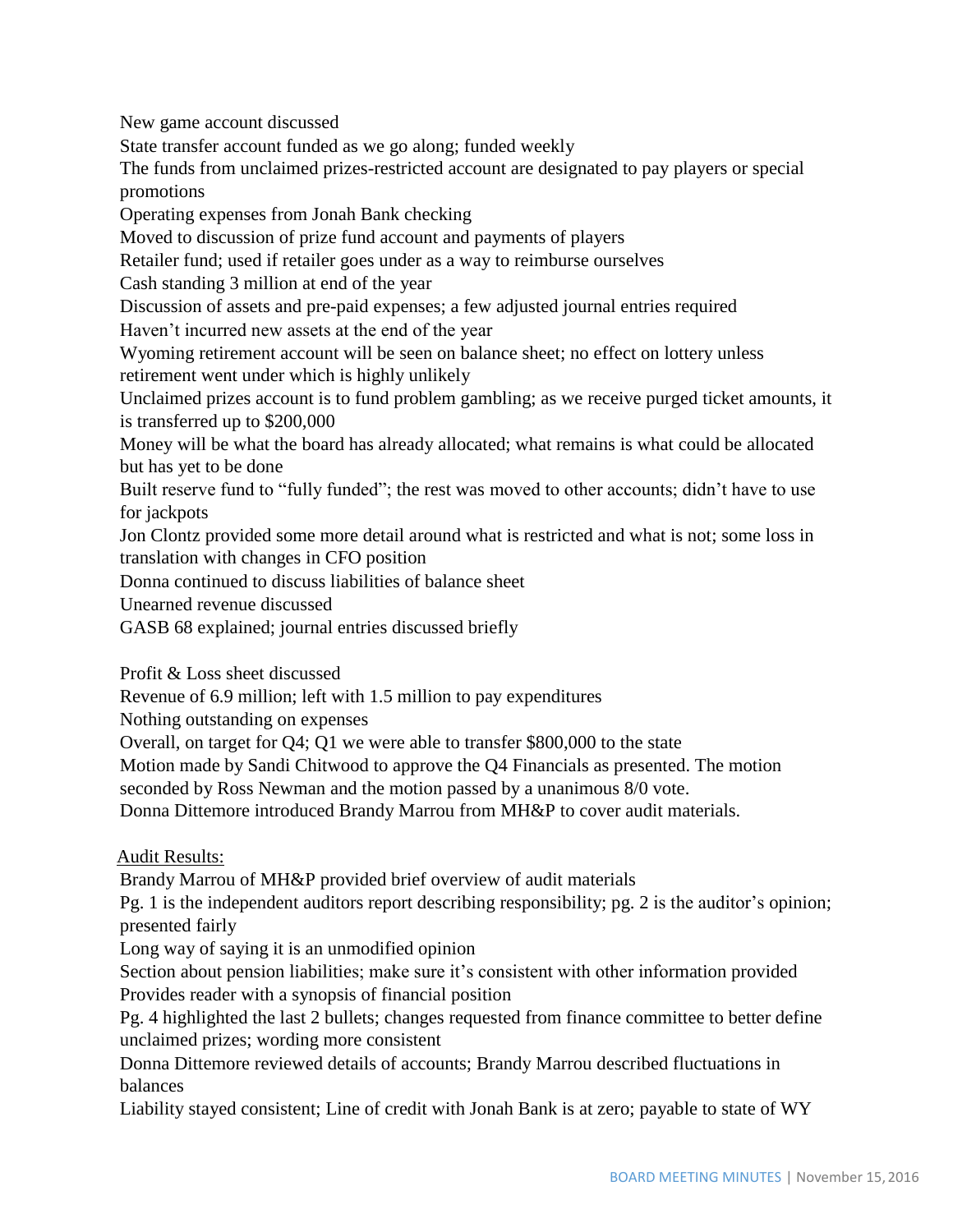New game account discussed

State transfer account funded as we go along; funded weekly

The funds from unclaimed prizes-restricted account are designated to pay players or special promotions

Operating expenses from Jonah Bank checking

Moved to discussion of prize fund account and payments of players

Retailer fund; used if retailer goes under as a way to reimburse ourselves

Cash standing 3 million at end of the year

Discussion of assets and pre-paid expenses; a few adjusted journal entries required

Haven't incurred new assets at the end of the year

Wyoming retirement account will be seen on balance sheet; no effect on lottery unless retirement went under which is highly unlikely

Unclaimed prizes account is to fund problem gambling; as we receive purged ticket amounts, it is transferred up to $200,000

Money will be what the board has already allocated; what remains is what could be allocated but has yet to be done

Built reserve fund to "fully funded"; the rest was moved to other accounts; didn't have to use for jackpots

Jon Clontz provided some more detail around what is restricted and what is not; some loss in translation with changes in CFO position

Donna continued to discuss liabilities of balance sheet

Unearned revenue discussed

GASB 68 explained; journal entries discussed briefly

Profit & Loss sheet discussed

Revenue of 6.9 million; left with 1.5 million to pay expenditures

Nothing outstanding on expenses

Overall, on target for Q4; Q1 we were able to transfer $800,000 to the state

Motion made by Sandi Chitwood to approve the Q4 Financials as presented. The motion seconded by Ross Newman and the motion passed by a unanimous 8/0 vote.

Donna Dittemore introduced Brandy Marrou from MH&P to cover audit materials.

Audit Results:

Brandy Marrou of MH&P provided brief overview of audit materials

Pg. 1 is the independent auditors report describing responsibility; pg. 2 is the auditor's opinion; presented fairly

Long way of saying it is an unmodified opinion

Section about pension liabilities; make sure it's consistent with other information provided

Provides reader with a synopsis of financial position

Pg. 4 highlighted the last 2 bullets; changes requested from finance committee to better define unclaimed prizes; wording more consistent

Donna Dittemore reviewed details of accounts; Brandy Marrou described fluctuations in balances

Liability stayed consistent; Line of credit with Jonah Bank is at zero; payable to state of WY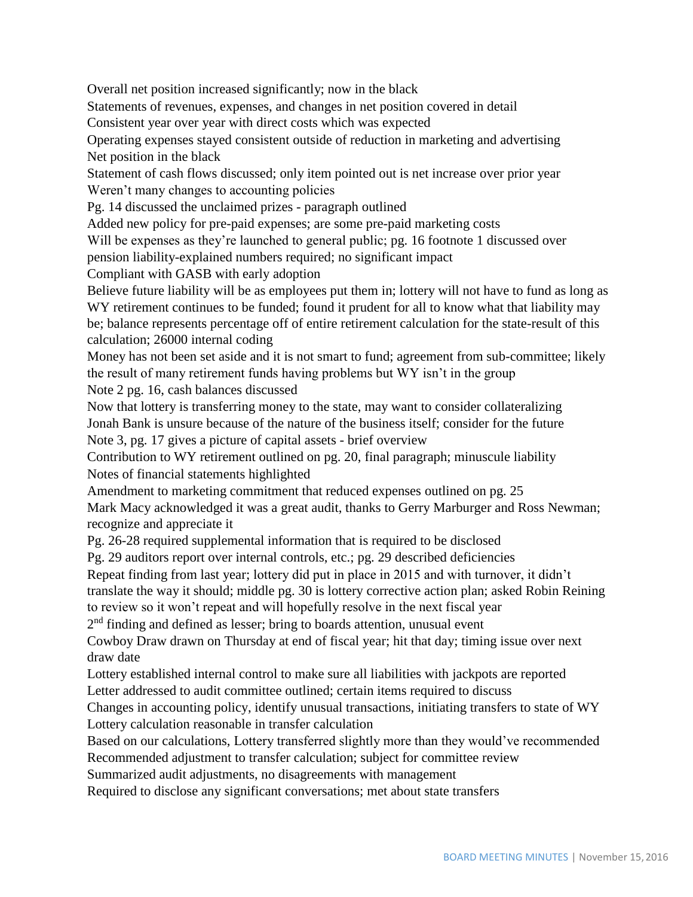Overall net position increased significantly; now in the black

Statements of revenues, expenses, and changes in net position covered in detail

Consistent year over year with direct costs which was expected

Operating expenses stayed consistent outside of reduction in marketing and advertising

Net position in the black

Statement of cash flows discussed; only item pointed out is net increase over prior year

Weren't many changes to accounting policies

Pg. 14 discussed the unclaimed prizes - paragraph outlined

Added new policy for pre-paid expenses; are some pre-paid marketing costs

Will be expenses as they're launched to general public; pg. 16 footnote 1 discussed over pension liability-explained numbers required; no significant impact

Compliant with GASB with early adoption

Believe future liability will be as employees put them in; lottery will not have to fund as long as WY retirement continues to be funded; found it prudent for all to know what that liability may be; balance represents percentage off of entire retirement calculation for the state-result of this calculation; 26000 internal coding

Money has not been set aside and it is not smart to fund; agreement from sub-committee; likely the result of many retirement funds having problems but WY isn't in the group

Note 2 pg. 16, cash balances discussed

Now that lottery is transferring money to the state, may want to consider collateralizing

Jonah Bank is unsure because of the nature of the business itself; consider for the future

Note 3, pg. 17 gives a picture of capital assets - brief overview

Contribution to WY retirement outlined on pg. 20, final paragraph; minuscule liability

Notes of financial statements highlighted

Amendment to marketing commitment that reduced expenses outlined on pg. 25

Mark Macy acknowledged it was a great audit, thanks to Gerry Marburger and Ross Newman; recognize and appreciate it

Pg. 26-28 required supplemental information that is required to be disclosed

Pg. 29 auditors report over internal controls, etc.; pg. 29 described deficiencies

Repeat finding from last year; lottery did put in place in 2015 and with turnover, it didn't translate the way it should; middle pg. 30 is lottery corrective action plan; asked Robin Reining to review so it won't repeat and will hopefully resolve in the next fiscal year

2nd finding and defined as lesser; bring to boards attention, unusual event

Cowboy Draw drawn on Thursday at end of fiscal year; hit that day; timing issue over next draw date

Lottery established internal control to make sure all liabilities with jackpots are reported

Letter addressed to audit committee outlined; certain items required to discuss

Changes in accounting policy, identify unusual transactions, initiating transfers to state of WY

Lottery calculation reasonable in transfer calculation

Based on our calculations, Lottery transferred slightly more than they would've recommended

Recommended adjustment to transfer calculation; subject for committee review

Summarized audit adjustments, no disagreements with management

Required to disclose any significant conversations; met about state transfers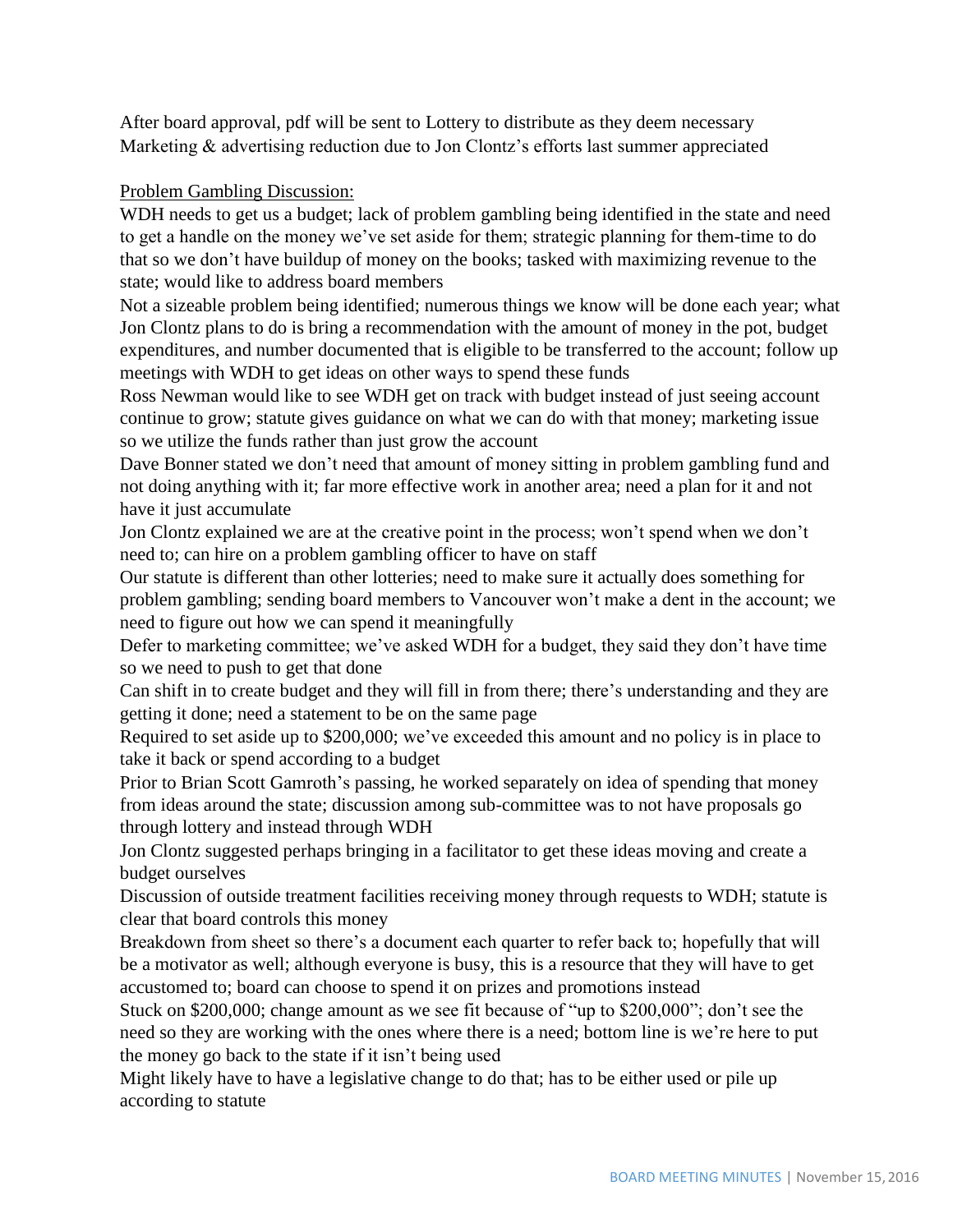After board approval, pdf will be sent to Lottery to distribute as they deem necessary
Marketing & advertising reduction due to Jon Clontz's efforts last summer appreciated

Problem Gambling Discussion:

WDH needs to get us a budget; lack of problem gambling being identified in the state and need to get a handle on the money we've set aside for them; strategic planning for them-time to do that so we don't have buildup of money on the books; tasked with maximizing revenue to the state; would like to address board members

Not a sizeable problem being identified; numerous things we know will be done each year; what Jon Clontz plans to do is bring a recommendation with the amount of money in the pot, budget expenditures, and number documented that is eligible to be transferred to the account; follow up meetings with WDH to get ideas on other ways to spend these funds

Ross Newman would like to see WDH get on track with budget instead of just seeing account continue to grow; statute gives guidance on what we can do with that money; marketing issue so we utilize the funds rather than just grow the account

Dave Bonner stated we don't need that amount of money sitting in problem gambling fund and not doing anything with it; far more effective work in another area; need a plan for it and not have it just accumulate

Jon Clontz explained we are at the creative point in the process; won't spend when we don't need to; can hire on a problem gambling officer to have on staff

Our statute is different than other lotteries; need to make sure it actually does something for problem gambling; sending board members to Vancouver won't make a dent in the account; we need to figure out how we can spend it meaningfully

Defer to marketing committee; we've asked WDH for a budget, they said they don't have time so we need to push to get that done

Can shift in to create budget and they will fill in from there; there's understanding and they are getting it done; need a statement to be on the same page

Required to set aside up to $200,000; we've exceeded this amount and no policy is in place to take it back or spend according to a budget

Prior to Brian Scott Gamroth's passing, he worked separately on idea of spending that money from ideas around the state; discussion among sub-committee was to not have proposals go through lottery and instead through WDH

Jon Clontz suggested perhaps bringing in a facilitator to get these ideas moving and create a budget ourselves

Discussion of outside treatment facilities receiving money through requests to WDH; statute is clear that board controls this money

Breakdown from sheet so there's a document each quarter to refer back to; hopefully that will be a motivator as well; although everyone is busy, this is a resource that they will have to get accustomed to; board can choose to spend it on prizes and promotions instead

Stuck on $200,000; change amount as we see fit because of "up to $200,000"; don't see the need so they are working with the ones where there is a need; bottom line is we're here to put the money go back to the state if it isn't being used

Might likely have to have a legislative change to do that; has to be either used or pile up according to statute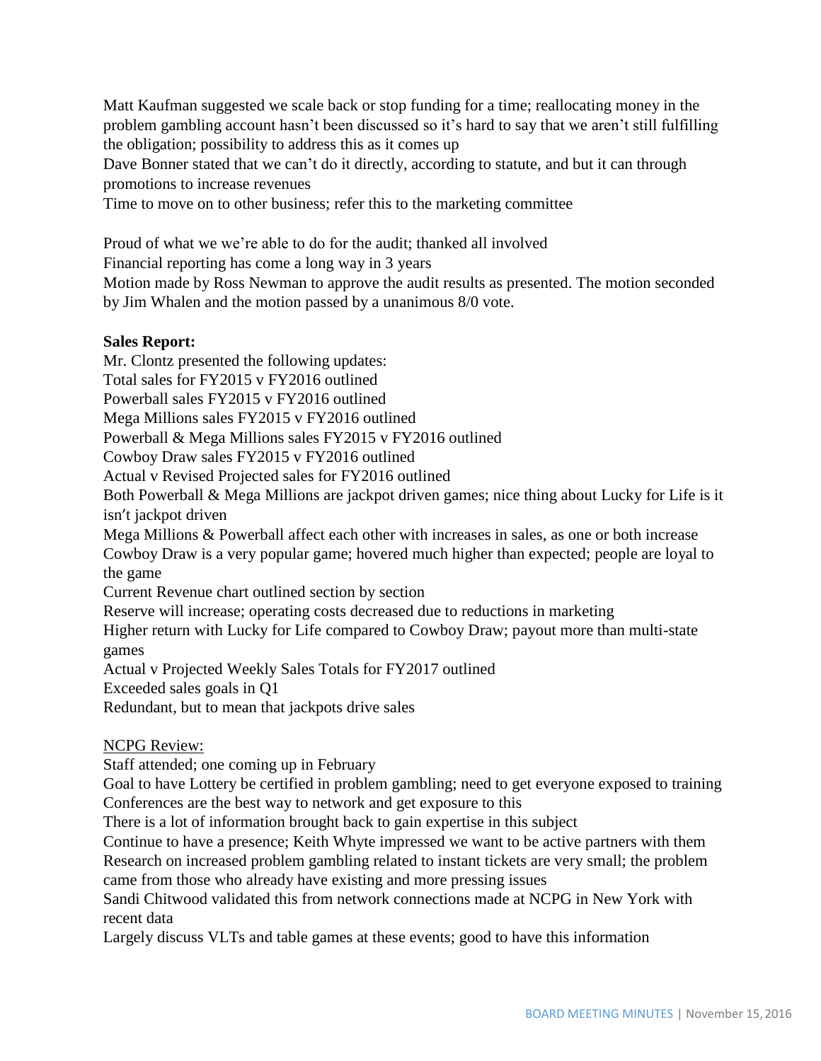Matt Kaufman suggested we scale back or stop funding for a time; reallocating money in the problem gambling account hasn't been discussed so it's hard to say that we aren't still fulfilling the obligation; possibility to address this as it comes up

Dave Bonner stated that we can't do it directly, according to statute, and but it can through promotions to increase revenues

Time to move on to other business; refer this to the marketing committee

Proud of what we we're able to do for the audit; thanked all involved

Financial reporting has come a long way in 3 years

Motion made by Ross Newman to approve the audit results as presented. The motion seconded by Jim Whalen and the motion passed by a unanimous 8/0 vote.

**Sales Report:**

Mr. Clontz presented the following updates:

Total sales for FY2015 v FY2016 outlined

Powerball sales FY2015 v FY2016 outlined

Mega Millions sales FY2015 v FY2016 outlined

Powerball & Mega Millions sales FY2015 v FY2016 outlined

Cowboy Draw sales FY2015 v FY2016 outlined

Actual v Revised Projected sales for FY2016 outlined

Both Powerball & Mega Millions are jackpot driven games; nice thing about Lucky for Life is it isn't jackpot driven

Mega Millions & Powerball affect each other with increases in sales, as one or both increase

Cowboy Draw is a very popular game; hovered much higher than expected; people are loyal to the game

Current Revenue chart outlined section by section

Reserve will increase; operating costs decreased due to reductions in marketing

Higher return with Lucky for Life compared to Cowboy Draw; payout more than multi-state games

Actual v Projected Weekly Sales Totals for FY2017 outlined

Exceeded sales goals in Q1

Redundant, but to mean that jackpots drive sales

<u>NCPG Review:</u>

Staff attended; one coming up in February

Goal to have Lottery be certified in problem gambling; need to get everyone exposed to training

Conferences are the best way to network and get exposure to this

There is a lot of information brought back to gain expertise in this subject

Continue to have a presence; Keith Whyte impressed we want to be active partners with them

Research on increased problem gambling related to instant tickets are very small; the problem came from those who already have existing and more pressing issues

Sandi Chitwood validated this from network connections made at NCPG in New York with recent data

Largely discuss VLTs and table games at these events; good to have this information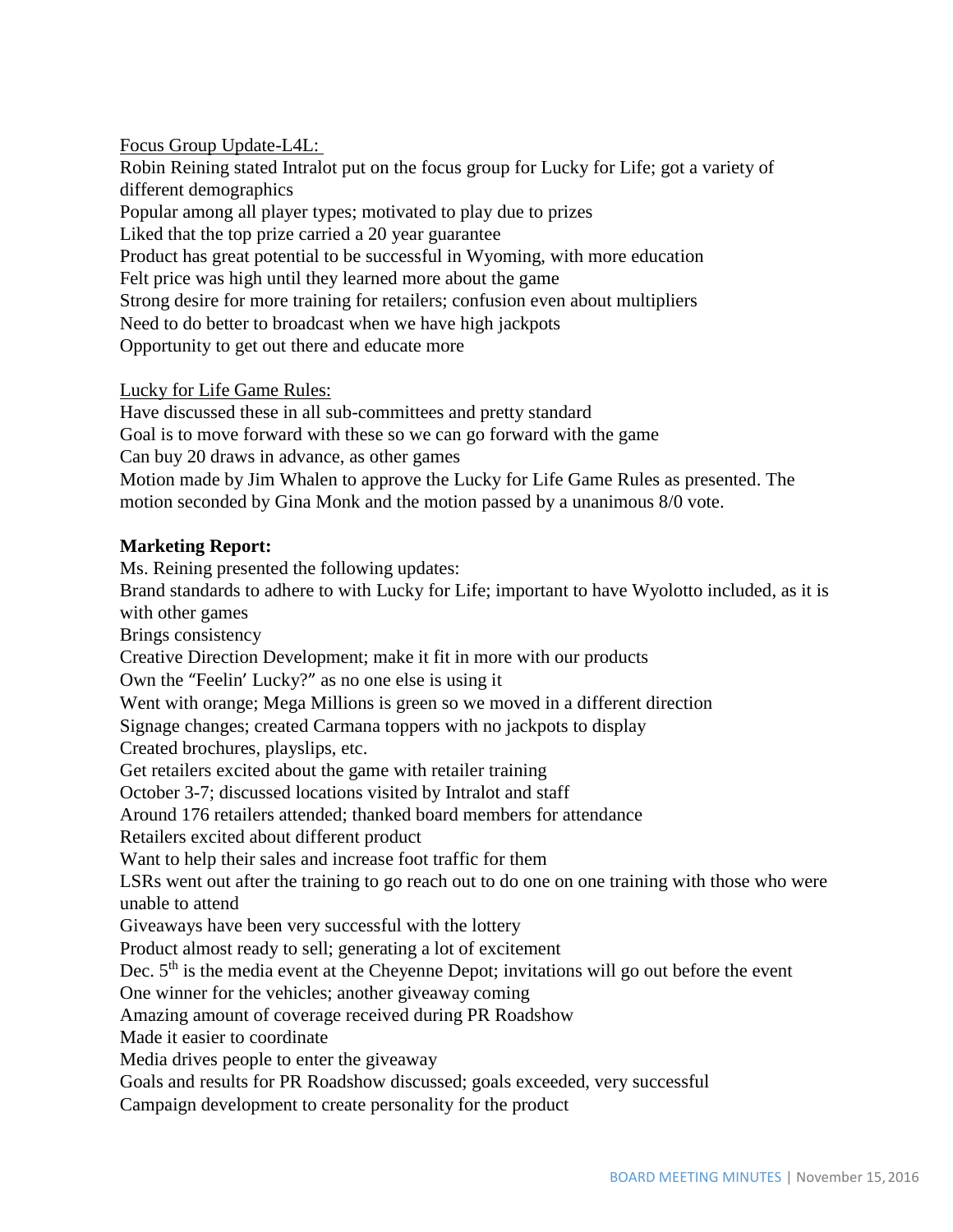Focus Group Update-L4L:

Robin Reining stated Intralot put on the focus group for Lucky for Life; got a variety of different demographics
Popular among all player types; motivated to play due to prizes
Liked that the top prize carried a 20 year guarantee
Product has great potential to be successful in Wyoming, with more education
Felt price was high until they learned more about the game
Strong desire for more training for retailers; confusion even about multipliers
Need to do better to broadcast when we have high jackpots
Opportunity to get out there and educate more

Lucky for Life Game Rules:

Have discussed these in all sub-committees and pretty standard
Goal is to move forward with these so we can go forward with the game
Can buy 20 draws in advance, as other games
Motion made by Jim Whalen to approve the Lucky for Life Game Rules as presented. The motion seconded by Gina Monk and the motion passed by a unanimous 8/0 vote.

**Marketing Report:**

Ms. Reining presented the following updates:
Brand standards to adhere to with Lucky for Life; important to have Wyolotto included, as it is with other games
Brings consistency
Creative Direction Development; make it fit in more with our products
Own the "Feelin' Lucky?" as no one else is using it
Went with orange; Mega Millions is green so we moved in a different direction
Signage changes; created Carmana toppers with no jackpots to display
Created brochures, playslips, etc.
Get retailers excited about the game with retailer training
October 3-7; discussed locations visited by Intralot and staff
Around 176 retailers attended; thanked board members for attendance
Retailers excited about different product
Want to help their sales and increase foot traffic for them
LSRs went out after the training to go reach out to do one on one training with those who were unable to attend
Giveaways have been very successful with the lottery
Product almost ready to sell; generating a lot of excitement
Dec. 5th is the media event at the Cheyenne Depot; invitations will go out before the event
One winner for the vehicles; another giveaway coming
Amazing amount of coverage received during PR Roadshow
Made it easier to coordinate
Media drives people to enter the giveaway
Goals and results for PR Roadshow discussed; goals exceeded, very successful
Campaign development to create personality for the product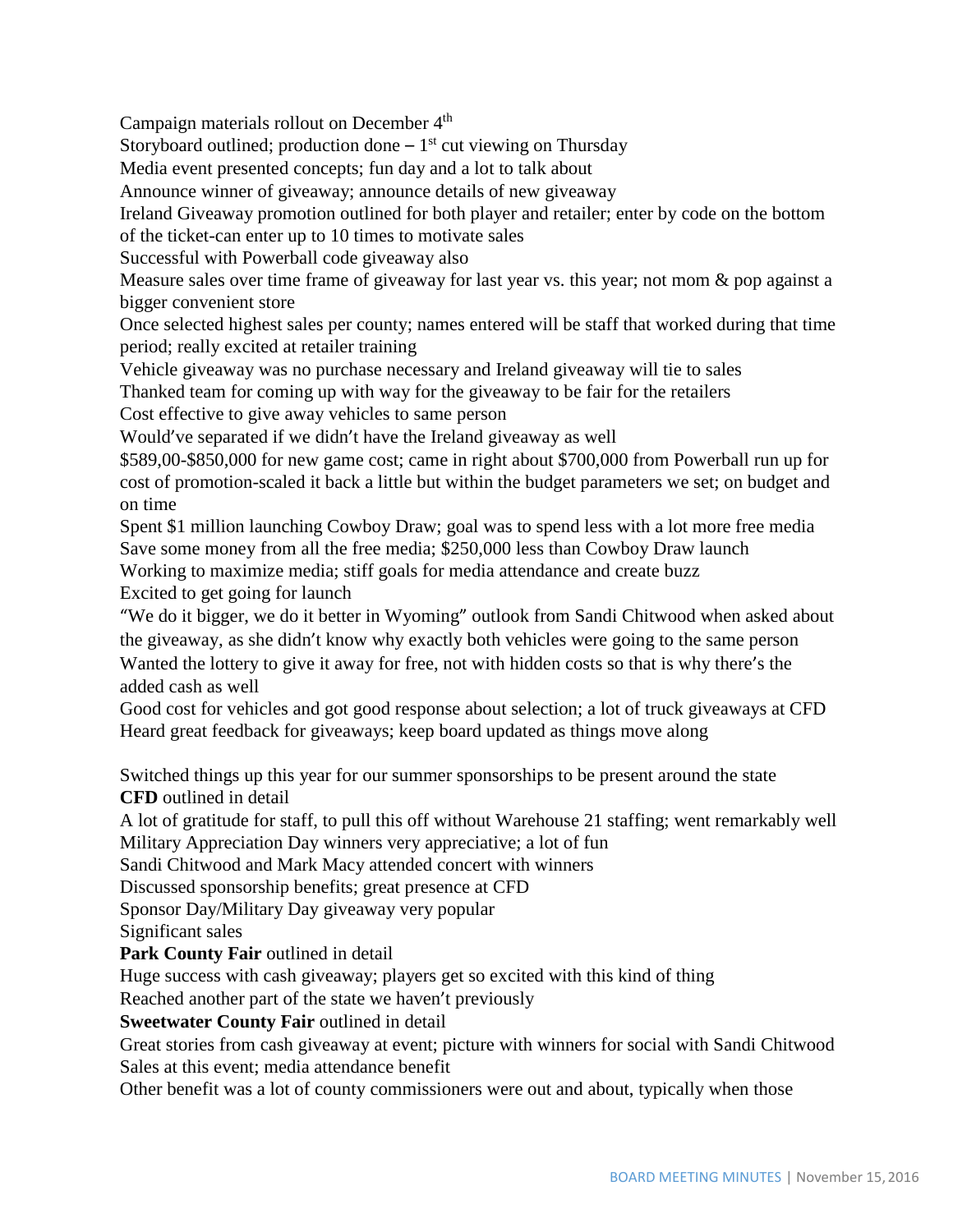Campaign materials rollout on December 4th

Storyboard outlined; production done – 1st cut viewing on Thursday

Media event presented concepts; fun day and a lot to talk about

Announce winner of giveaway; announce details of new giveaway

Ireland Giveaway promotion outlined for both player and retailer; enter by code on the bottom of the ticket-can enter up to 10 times to motivate sales

Successful with Powerball code giveaway also

Measure sales over time frame of giveaway for last year vs. this year; not mom & pop against a bigger convenient store

Once selected highest sales per county; names entered will be staff that worked during that time period; really excited at retailer training

Vehicle giveaway was no purchase necessary and Ireland giveaway will tie to sales

Thanked team for coming up with way for the giveaway to be fair for the retailers

Cost effective to give away vehicles to same person

Would've separated if we didn't have the Ireland giveaway as well

$589,00-$850,000 for new game cost; came in right about $700,000 from Powerball run up for cost of promotion-scaled it back a little but within the budget parameters we set; on budget and on time

Spent $1 million launching Cowboy Draw; goal was to spend less with a lot more free media

Save some money from all the free media; $250,000 less than Cowboy Draw launch

Working to maximize media; stiff goals for media attendance and create buzz

Excited to get going for launch

"We do it bigger, we do it better in Wyoming" outlook from Sandi Chitwood when asked about the giveaway, as she didn't know why exactly both vehicles were going to the same person

Wanted the lottery to give it away for free, not with hidden costs so that is why there's the added cash as well

Good cost for vehicles and got good response about selection; a lot of truck giveaways at CFD

Heard great feedback for giveaways; keep board updated as things move along

Switched things up this year for our summer sponsorships to be present around the state

**CFD** outlined in detail

A lot of gratitude for staff, to pull this off without Warehouse 21 staffing; went remarkably well

Military Appreciation Day winners very appreciative; a lot of fun

Sandi Chitwood and Mark Macy attended concert with winners

Discussed sponsorship benefits; great presence at CFD

Sponsor Day/Military Day giveaway very popular

Significant sales

**Park County Fair** outlined in detail

Huge success with cash giveaway; players get so excited with this kind of thing

Reached another part of the state we haven't previously

**Sweetwater County Fair** outlined in detail

Great stories from cash giveaway at event; picture with winners for social with Sandi Chitwood

Sales at this event; media attendance benefit

Other benefit was a lot of county commissioners were out and about, typically when those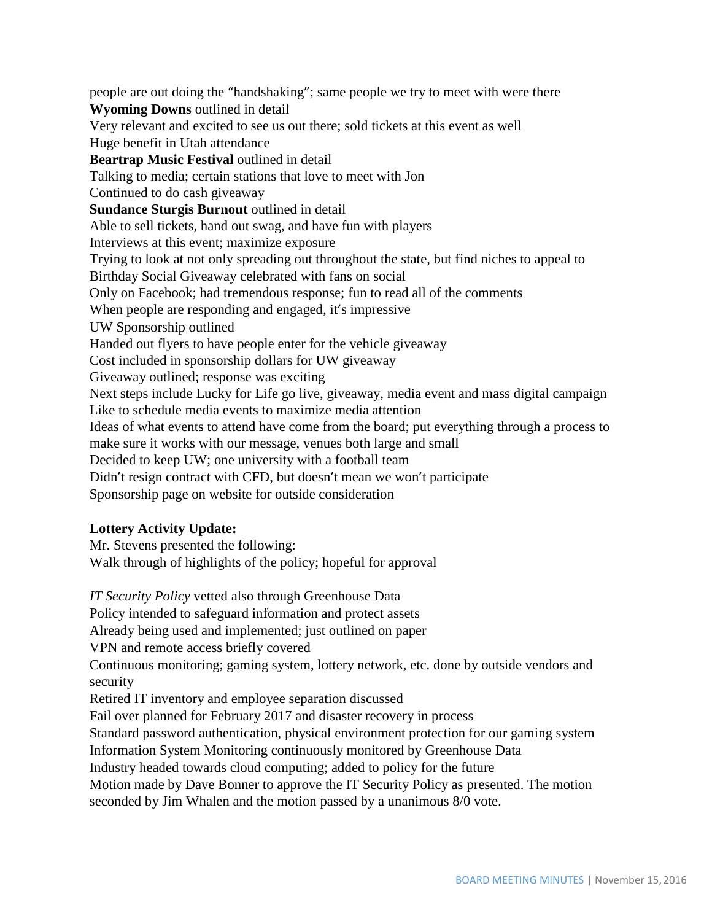people are out doing the “handshaking”; same people we try to meet with were there

**Wyoming Downs** outlined in detail

Very relevant and excited to see us out there; sold tickets at this event as well

Huge benefit in Utah attendance

**Beartrap Music Festival** outlined in detail

Talking to media; certain stations that love to meet with Jon

Continued to do cash giveaway

**Sundance Sturgis Burnout** outlined in detail

Able to sell tickets, hand out swag, and have fun with players

Interviews at this event; maximize exposure

Trying to look at not only spreading out throughout the state, but find niches to appeal to

Birthday Social Giveaway celebrated with fans on social

Only on Facebook; had tremendous response; fun to read all of the comments

When people are responding and engaged, it’s impressive

UW Sponsorship outlined

Handed out flyers to have people enter for the vehicle giveaway

Cost included in sponsorship dollars for UW giveaway

Giveaway outlined; response was exciting

Next steps include Lucky for Life go live, giveaway, media event and mass digital campaign

Like to schedule media events to maximize media attention

Ideas of what events to attend have come from the board; put everything through a process to make sure it works with our message, venues both large and small

Decided to keep UW; one university with a football team

Didn’t resign contract with CFD, but doesn’t mean we won’t participate

Sponsorship page on website for outside consideration

**Lottery Activity Update:**

Mr. Stevens presented the following:

Walk through of highlights of the policy; hopeful for approval

*IT Security Policy* vetted also through Greenhouse Data

Policy intended to safeguard information and protect assets

Already being used and implemented; just outlined on paper

VPN and remote access briefly covered

Continuous monitoring; gaming system, lottery network, etc. done by outside vendors and security

Retired IT inventory and employee separation discussed

Fail over planned for February 2017 and disaster recovery in process

Standard password authentication, physical environment protection for our gaming system

Information System Monitoring continuously monitored by Greenhouse Data

Industry headed towards cloud computing; added to policy for the future

Motion made by Dave Bonner to approve the IT Security Policy as presented. The motion seconded by Jim Whalen and the motion passed by a unanimous 8/0 vote.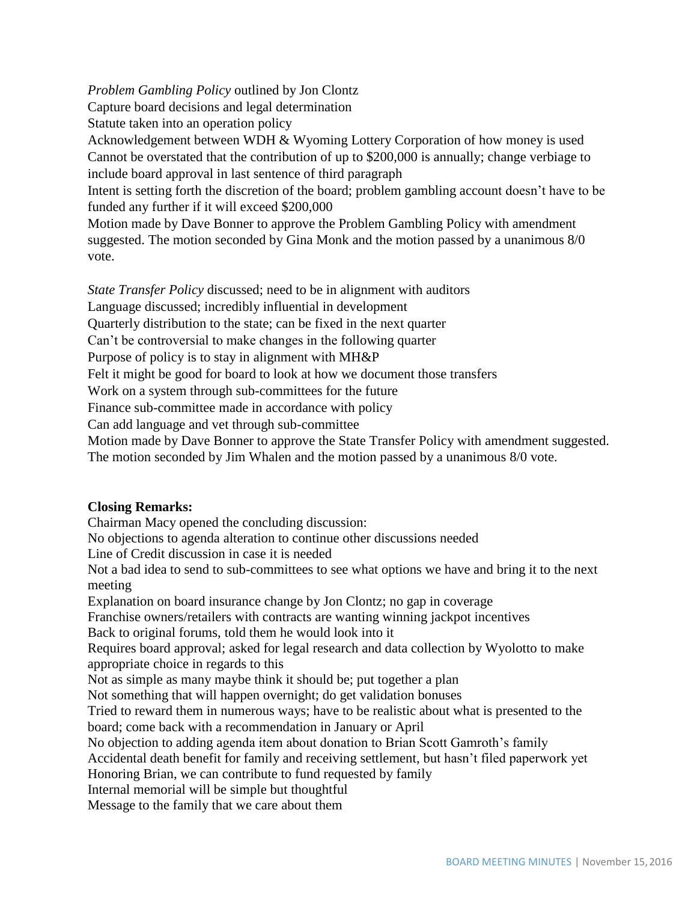*Problem Gambling Policy* outlined by Jon Clontz
Capture board decisions and legal determination
Statute taken into an operation policy
Acknowledgement between WDH & Wyoming Lottery Corporation of how money is used
Cannot be overstated that the contribution of up to $200,000 is annually; change verbiage to include board approval in last sentence of third paragraph
Intent is setting forth the discretion of the board; problem gambling account doesn't have to be funded any further if it will exceed $200,000
Motion made by Dave Bonner to approve the Problem Gambling Policy with amendment suggested. The motion seconded by Gina Monk and the motion passed by a unanimous 8/0 vote.

*State Transfer Policy* discussed; need to be in alignment with auditors
Language discussed; incredibly influential in development
Quarterly distribution to the state; can be fixed in the next quarter
Can't be controversial to make changes in the following quarter
Purpose of policy is to stay in alignment with MH&P
Felt it might be good for board to look at how we document those transfers
Work on a system through sub-committees for the future
Finance sub-committee made in accordance with policy
Can add language and vet through sub-committee
Motion made by Dave Bonner to approve the State Transfer Policy with amendment suggested. The motion seconded by Jim Whalen and the motion passed by a unanimous 8/0 vote.

**Closing Remarks:**
Chairman Macy opened the concluding discussion:
No objections to agenda alteration to continue other discussions needed
Line of Credit discussion in case it is needed
Not a bad idea to send to sub-committees to see what options we have and bring it to the next meeting
Explanation on board insurance change by Jon Clontz; no gap in coverage
Franchise owners/retailers with contracts are wanting winning jackpot incentives
Back to original forums, told them he would look into it
Requires board approval; asked for legal research and data collection by Wyolotto to make appropriate choice in regards to this
Not as simple as many maybe think it should be; put together a plan
Not something that will happen overnight; do get validation bonuses
Tried to reward them in numerous ways; have to be realistic about what is presented to the board; come back with a recommendation in January or April
No objection to adding agenda item about donation to Brian Scott Gamroth's family
Accidental death benefit for family and receiving settlement, but hasn't filed paperwork yet
Honoring Brian, we can contribute to fund requested by family
Internal memorial will be simple but thoughtful
Message to the family that we care about them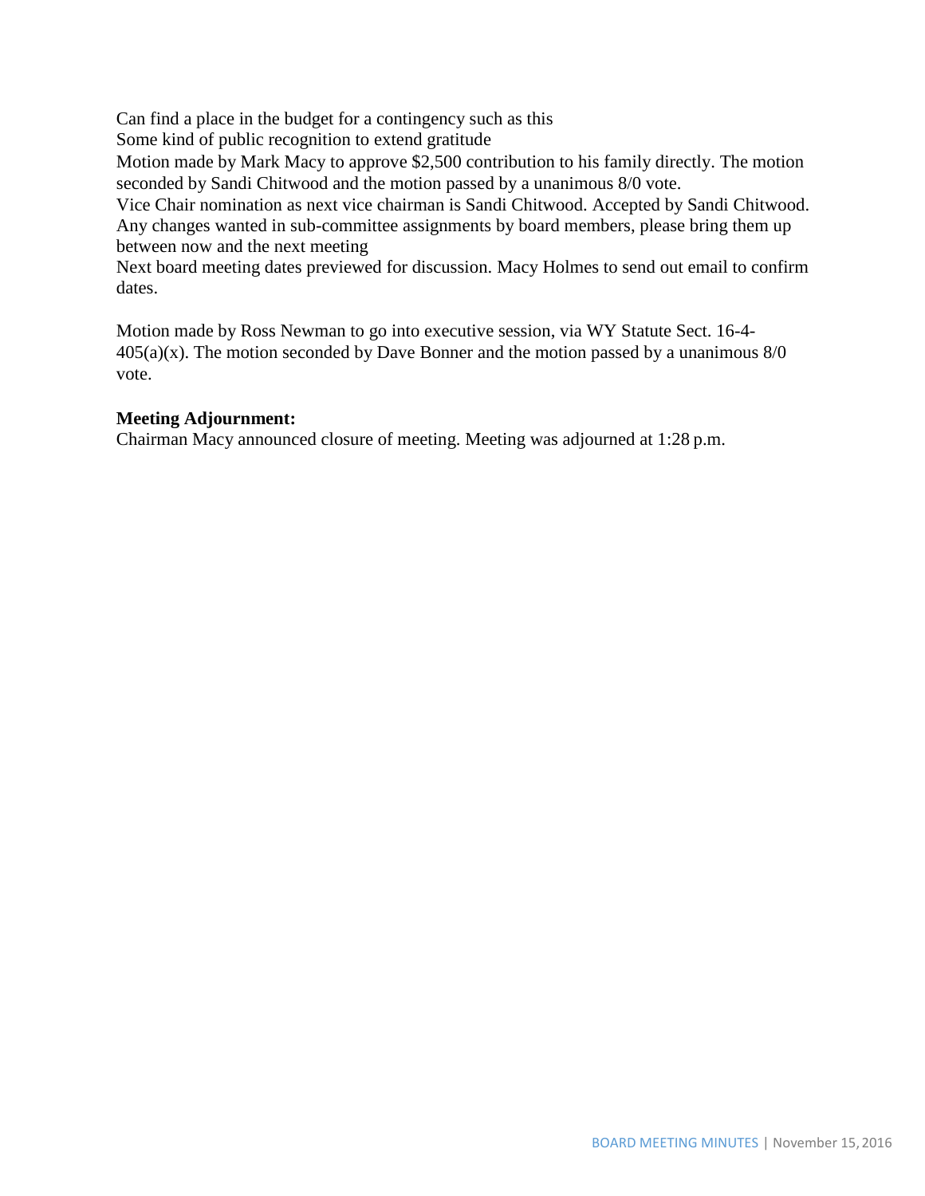Can find a place in the budget for a contingency such as this
Some kind of public recognition to extend gratitude
Motion made by Mark Macy to approve $2,500 contribution to his family directly. The motion seconded by Sandi Chitwood and the motion passed by a unanimous 8/0 vote.
Vice Chair nomination as next vice chairman is Sandi Chitwood. Accepted by Sandi Chitwood.
Any changes wanted in sub-committee assignments by board members, please bring them up between now and the next meeting
Next board meeting dates previewed for discussion. Macy Holmes to send out email to confirm dates.

Motion made by Ross Newman to go into executive session, via WY Statute Sect. 16-4-405(a)(x). The motion seconded by Dave Bonner and the motion passed by a unanimous 8/0 vote.

**Meeting Adjournment:**
Chairman Macy announced closure of meeting. Meeting was adjourned at 1:28 p.m.